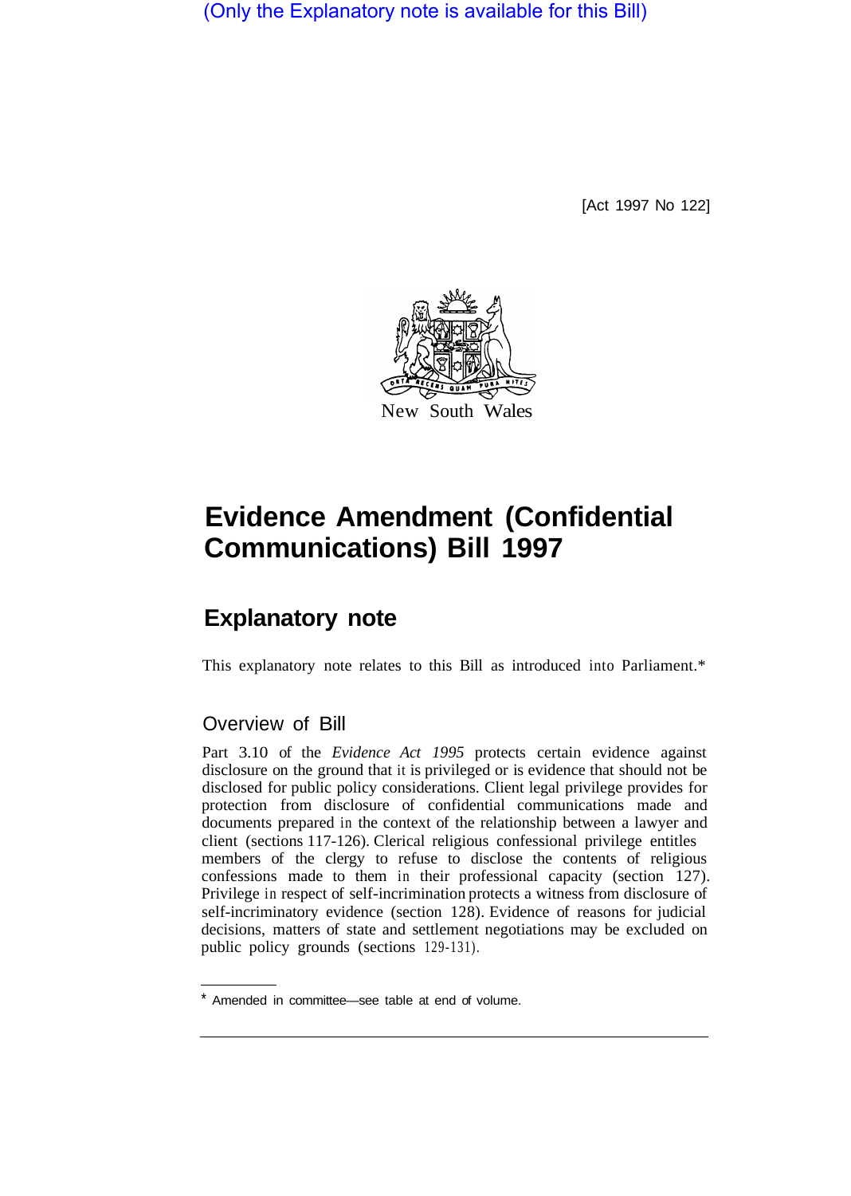(Only the Explanatory note is available for this Bill)

[Act 1997 No 122]

New South Wales

# Evidence Amendment (Confidential Communications) Bill 1997

## Explanatory note

This explanatory note relates to this Bill as introduced into Parliament.*

### Overview of Bill

Part 3.10 of the *Evidence Act 1995* protects certain evidence against disclosure on the ground that it is privileged or is evidence that should not be disclosed for public policy considerations. Client legal privilege provides for protection from disclosure of confidential communications made and documents prepared in the context of the relationship between a lawyer and client (sections 117-126). Clerical religious confessional privilege entitles members of the clergy to refuse to disclose the contents of religious confessions made to them in their professional capacity (section 127). Privilege in respect of self-incrimination protects a witness from disclosure of self-incriminatory evidence (section 128). Evidence of reasons for judicial decisions, matters of state and settlement negotiations may be excluded on public policy grounds (sections 129-131).

* Amended in committee—see table at end of volume.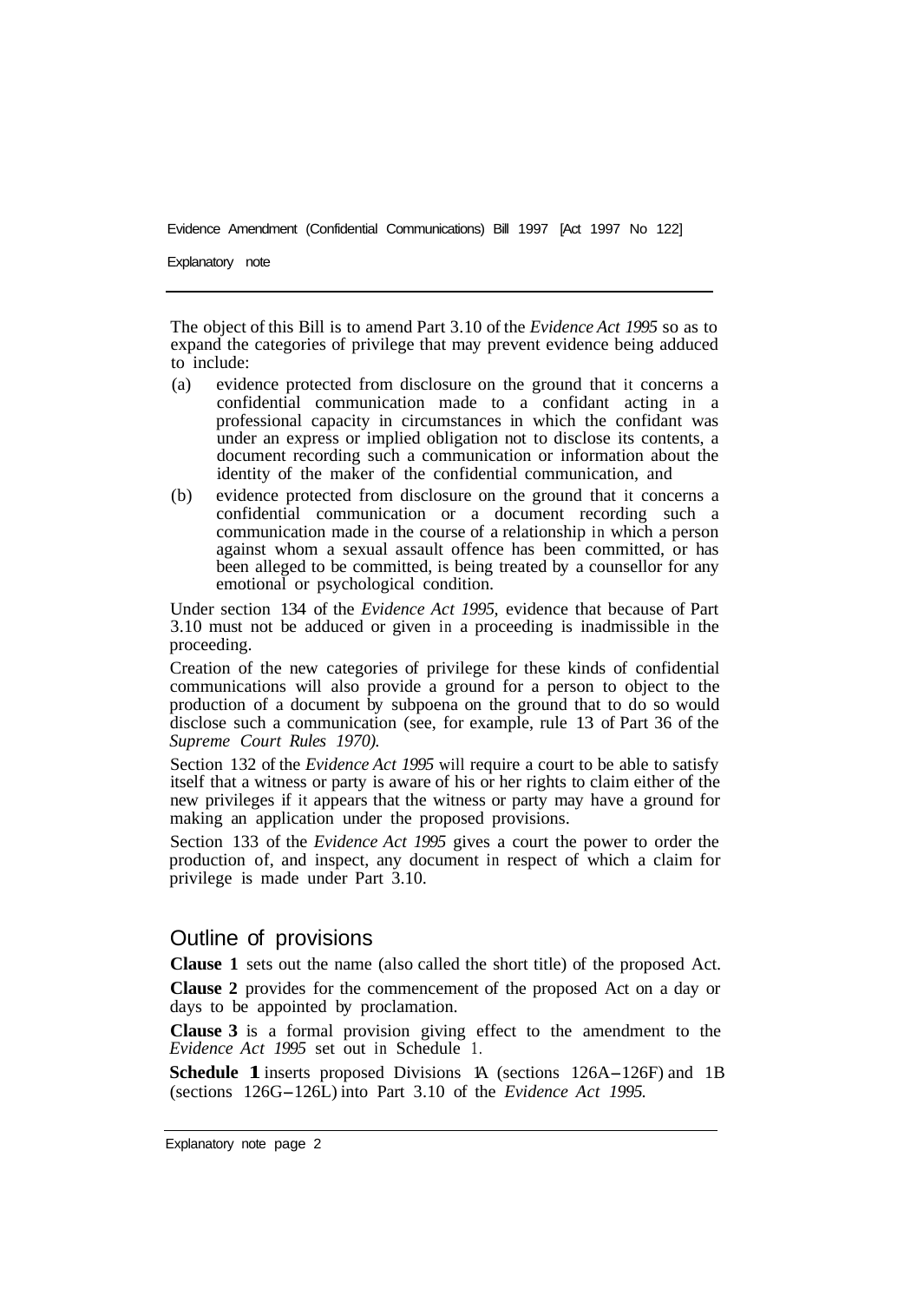The object of this Bill is to amend Part 3.10 of the *Evidence Act 1995* so as to expand the categories of privilege that may prevent evidence being adduced to include:

(a) evidence protected from disclosure on the ground that it concerns a confidential communication made to a confidant acting in a professional capacity in circumstances in which the confidant was under an express or implied obligation not to disclose its contents, a document recording such a communication or information about the identity of the maker of the confidential communication, and

(b) evidence protected from disclosure on the ground that it concerns a confidential communication or a document recording such a communication made in the course of a relationship in which a person against whom a sexual assault offence has been committed, or has been alleged to be committed, is being treated by a counsellor for any emotional or psychological condition.

Under section 134 of the *Evidence Act 1995,* evidence that because of Part 3.10 must not be adduced or given in a proceeding is inadmissible in the proceeding.

Creation of the new categories of privilege for these kinds of confidential communications will also provide a ground for a person to object to the production of a document by subpoena on the ground that to do so would disclose such a communication (see, for example, rule 13 of Part 36 of the *Supreme Court Rules 1970).*

Section 132 of the *Evidence Act 1995* will require a court to be able to satisfy itself that a witness or party is aware of his or her rights to claim either of the new privileges if it appears that the witness or party may have a ground for making an application under the proposed provisions.

Section 133 of the *Evidence Act 1995* gives a court the power to order the production of, and inspect, any document in respect of which a claim for privilege is made under Part 3.10.

## Outline of provisions

**Clause 1** sets out the name (also called the short title) of the proposed Act.

**Clause 2** provides for the commencement of the proposed Act on a day or days to be appointed by proclamation.

**Clause 3** is a formal provision giving effect to the amendment to the *Evidence Act 1995* set out in Schedule 1.

**Schedule 1** inserts proposed Divisions 1A (sections 126A–126F) and 1B (sections 126G–126L) into Part 3.10 of the *Evidence Act 1995.*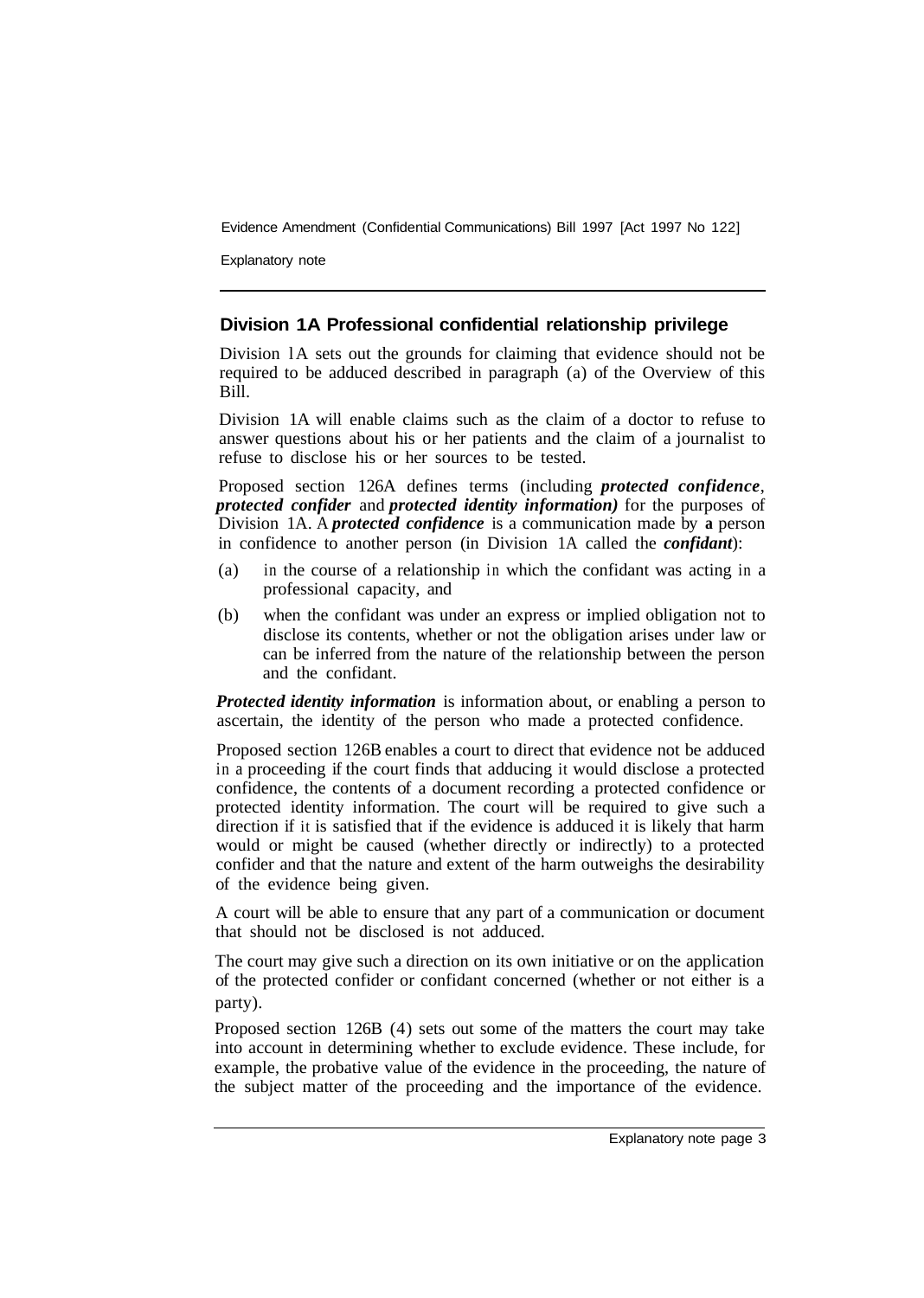## Division 1A Professional confidential relationship privilege

Division 1A sets out the grounds for claiming that evidence should not be required to be adduced described in paragraph (a) of the Overview of this Bill.

Division 1A will enable claims such as the claim of a doctor to refuse to answer questions about his or her patients and the claim of a journalist to refuse to disclose his or her sources to be tested.

Proposed section 126A defines terms (including ***protected confidence***, ***protected confider*** and ***protected identity information)*** for the purposes of Division 1A. A ***protected confidence*** is a communication made by **a** person in confidence to another person (in Division 1A called the ***confidant***):

(a) in the course of a relationship in which the confidant was acting in a professional capacity, and

(b) when the confidant was under an express or implied obligation not to disclose its contents, whether or not the obligation arises under law or can be inferred from the nature of the relationship between the person and the confidant.

***Protected identity information*** is information about, or enabling a person to ascertain, the identity of the person who made a protected confidence.

Proposed section 126B enables a court to direct that evidence not be adduced in a proceeding if the court finds that adducing it would disclose a protected confidence, the contents of a document recording a protected confidence or protected identity information. The court will be required to give such a direction if it is satisfied that if the evidence is adduced it is likely that harm would or might be caused (whether directly or indirectly) to a protected confider and that the nature and extent of the harm outweighs the desirability of the evidence being given.

A court will be able to ensure that any part of a communication or document that should not be disclosed is not adduced.

The court may give such a direction on its own initiative or on the application of the protected confider or confidant concerned (whether or not either is a party).

Proposed section 126B (4) sets out some of the matters the court may take into account in determining whether to exclude evidence. These include, for example, the probative value of the evidence in the proceeding, the nature of the subject matter of the proceeding and the importance of the evidence.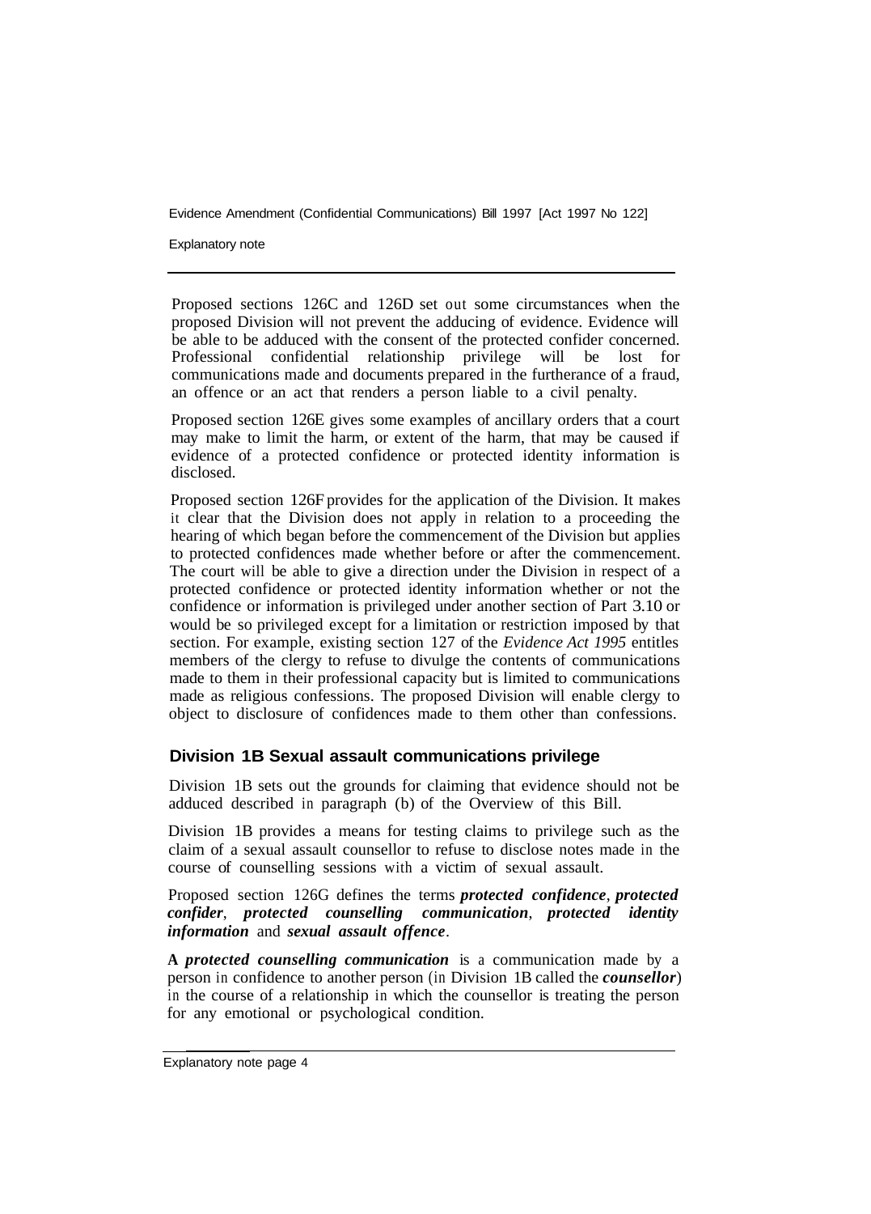Proposed sections 126C and 126D set out some circumstances when the proposed Division will not prevent the adducing of evidence. Evidence will be able to be adduced with the consent of the protected confider concerned. Professional confidential relationship privilege will be lost for communications made and documents prepared in the furtherance of a fraud, an offence or an act that renders a person liable to a civil penalty.

Proposed section 126E gives some examples of ancillary orders that a court may make to limit the harm, or extent of the harm, that may be caused if evidence of a protected confidence or protected identity information is disclosed.

Proposed section 126F provides for the application of the Division. It makes it clear that the Division does not apply in relation to a proceeding the hearing of which began before the commencement of the Division but applies to protected confidences made whether before or after the commencement. The court will be able to give a direction under the Division in respect of a protected confidence or protected identity information whether or not the confidence or information is privileged under another section of Part 3.10 or would be so privileged except for a limitation or restriction imposed by that section. For example, existing section 127 of the *Evidence Act 1995* entitles members of the clergy to refuse to divulge the contents of communications made to them in their professional capacity but is limited to communications made as religious confessions. The proposed Division will enable clergy to object to disclosure of confidences made to them other than confessions.

## Division 1B Sexual assault communications privilege

Division 1B sets out the grounds for claiming that evidence should not be adduced described in paragraph (b) of the Overview of this Bill.

Division 1B provides a means for testing claims to privilege such as the claim of a sexual assault counsellor to refuse to disclose notes made in the course of counselling sessions with a victim of sexual assault.

Proposed section 126G defines the terms ***protected confidence***, ***protected confider***, ***protected counselling communication***, ***protected identity information*** and ***sexual assault offence***.

A ***protected counselling communication*** is a communication made by a person in confidence to another person (in Division 1B called the ***counsellor***) in the course of a relationship in which the counsellor is treating the person for any emotional or psychological condition.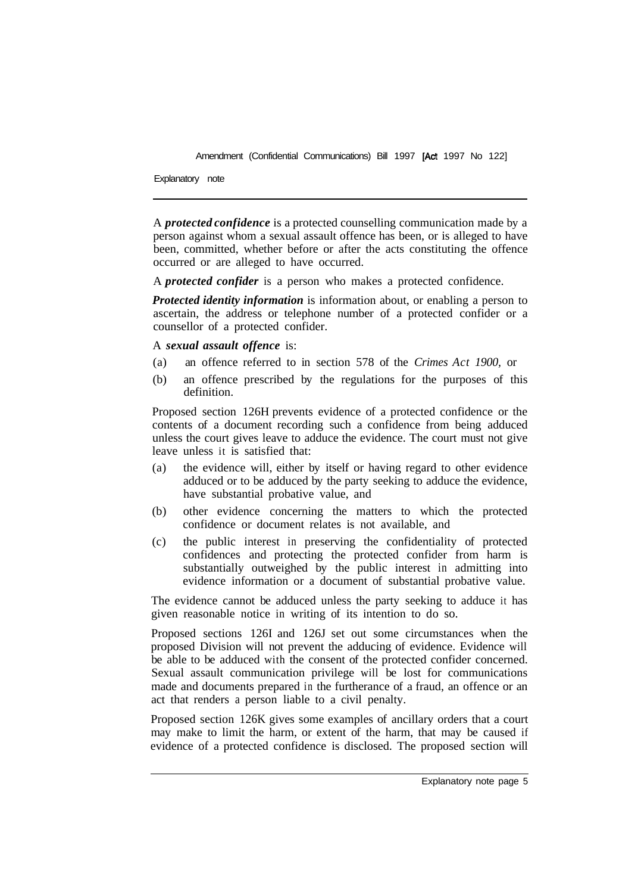A ***protected confidence*** is a protected counselling communication made by a person against whom a sexual assault offence has been, or is alleged to have been, committed, whether before or after the acts constituting the offence occurred or are alleged to have occurred.

A ***protected confider*** is a person who makes a protected confidence.

***Protected identity information*** is information about, or enabling a person to ascertain, the address or telephone number of a protected confider or a counsellor of a protected confider.

A ***sexual assault offence*** is:

(a) an offence referred to in section 578 of the *Crimes Act 1900,* or

(b) an offence prescribed by the regulations for the purposes of this definition.

Proposed section 126H prevents evidence of a protected confidence or the contents of a document recording such a confidence from being adduced unless the court gives leave to adduce the evidence. The court must not give leave unless it is satisfied that:

(a) the evidence will, either by itself or having regard to other evidence adduced or to be adduced by the party seeking to adduce the evidence, have substantial probative value, and

(b) other evidence concerning the matters to which the protected confidence or document relates is not available, and

(c) the public interest in preserving the confidentiality of protected confidences and protecting the protected confider from harm is substantially outweighed by the public interest in admitting into evidence information or a document of substantial probative value.

The evidence cannot be adduced unless the party seeking to adduce it has given reasonable notice in writing of its intention to do so.

Proposed sections 126I and 126J set out some circumstances when the proposed Division will not prevent the adducing of evidence. Evidence will be able to be adduced with the consent of the protected confider concerned. Sexual assault communication privilege will be lost for communications made and documents prepared in the furtherance of a fraud, an offence or an act that renders a person liable to a civil penalty.

Proposed section 126K gives some examples of ancillary orders that a court may make to limit the harm, or extent of the harm, that may be caused if evidence of a protected confidence is disclosed. The proposed section will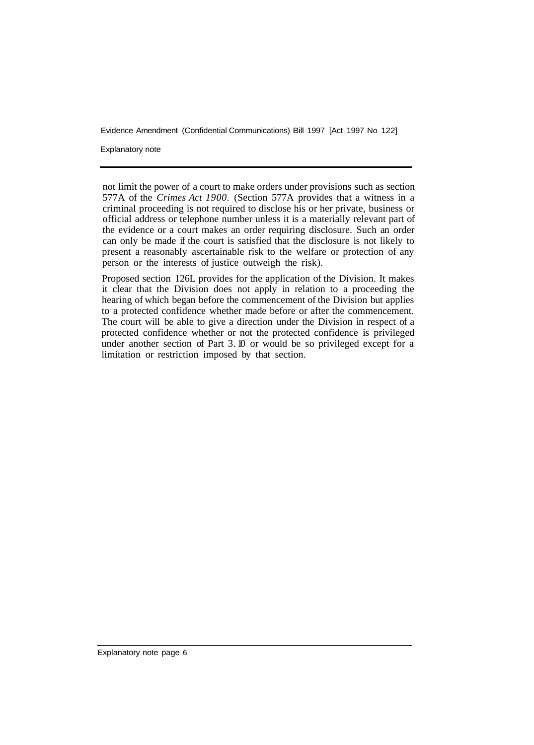not limit the power of a court to make orders under provisions such as section 577A of the *Crimes Act 1900*. (Section 577A provides that a witness in a criminal proceeding is not required to disclose his or her private, business or official address or telephone number unless it is a materially relevant part of the evidence or a court makes an order requiring disclosure. Such an order can only be made if the court is satisfied that the disclosure is not likely to present a reasonably ascertainable risk to the welfare or protection of any person or the interests of justice outweigh the risk).

Proposed section 126L provides for the application of the Division. It makes it clear that the Division does not apply in relation to a proceeding the hearing of which began before the commencement of the Division but applies to a protected confidence whether made before or after the commencement. The court will be able to give a direction under the Division in respect of a protected confidence whether or not the protected confidence is privileged under another section of Part 3.10 or would be so privileged except for a limitation or restriction imposed by that section.